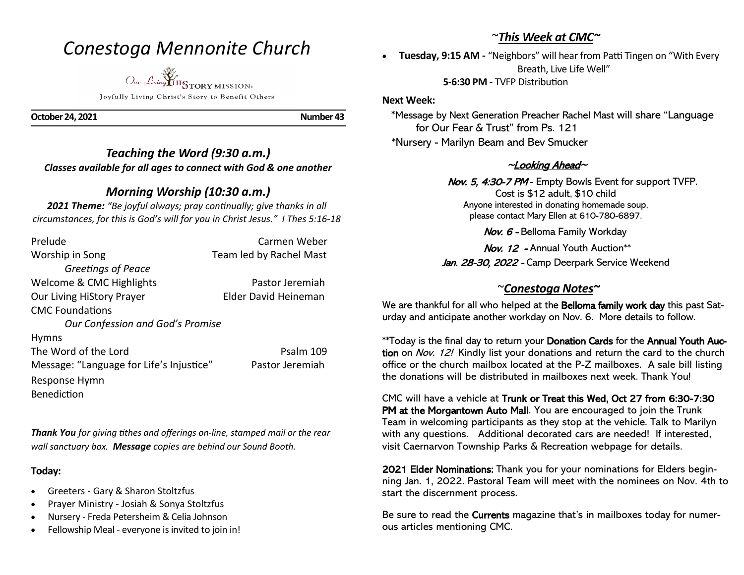# *Conestoga Mennonite Church*

Our Living HISTORY MISSION:

Joyfully Living Christ's Story to Benefit Others

**October 24, 2021** **Number 43**

## *Teaching the Word (9:30 a.m.)*

***Classes available for all ages to connect with God & one another***

## *Morning Worship (10:30 a.m.)*

***2021 Theme:*** *"Be joyful always; pray continually; give thanks in all circumstances, for this is God's will for you in Christ Jesus." I Thes 5:16-18*

| | |
|---|---|
| Prelude | Carmen Weber |
| Worship in Song | Team led by Rachel Mast |
| *Greetings of Peace* | |
| Welcome & CMC Highlights | Pastor Jeremiah |
| Our Living HiStory Prayer | Elder David Heineman |
| CMC Foundations | |
| *Our Confession and God's Promise* | |
| Hymns | |
| The Word of the Lord | Psalm 109 |
| Message: "Language for Life's Injustice" | Pastor Jeremiah |
| Response Hymn | |
| Benediction | |

***Thank You*** *for giving tithes and offerings on-line, stamped mail or the rear wall sanctuary box.* ***Message*** *copies are behind our Sound Booth.*

**Today:**

- Greeters - Gary & Sharon Stoltzfus
- Prayer Ministry - Josiah & Sonya Stoltzfus
- Nursery - Freda Petersheim & Celia Johnson
- Fellowship Meal - everyone is invited to join in!

## ~*This Week at CMC*~

- **Tuesday, 9:15 AM -** "Neighbors" will hear from Patti Tingen on "With Every Breath, Live Life Well"
  **5-6:30 PM -** TVFP Distribution

**Next Week:**

*Message by Next Generation Preacher Rachel Mast will share "Language for Our Fear & Trust" from Ps. 121

*Nursery - Marilyn Beam and Bev Smucker

## ~*Looking Ahead*~

*Nov. 5, 4:30-7 PM* - Empty Bowls Event for support TVFP. Cost is $12 adult, $10 child
Anyone interested in donating homemade soup, please contact Mary Ellen at 610-780-6897.

*Nov. 6 -* Belloma Family Workday

*Nov. 12 -* Annual Youth Auction**

*Jan. 28-30, 2022 -* Camp Deerpark Service Weekend

## ~*Conestoga Notes*~

We are thankful for all who helped at the **Belloma family work day** this past Saturday and anticipate another workday on Nov. 6. More details to follow.

**Today is the final day to return your **Donation Cards** for the **Annual Youth Auction** on *Nov. 12!* Kindly list your donations and return the card to the church office or the church mailbox located at the P-Z mailboxes. A sale bill listing the donations will be distributed in mailboxes next week. Thank You!

CMC will have a vehicle at **Trunk or Treat this Wed, Oct 27 from 6:30-7:30 PM at the Morgantown Auto Mall**. You are encouraged to join the Trunk Team in welcoming participants as they stop at the vehicle. Talk to Marilyn with any questions. Additional decorated cars are needed! If interested, visit Caernarvon Township Parks & Recreation webpage for details.

**2021 Elder Nominations:** Thank you for your nominations for Elders beginning Jan. 1, 2022. Pastoral Team will meet with the nominees on Nov. 4th to start the discernment process.

Be sure to read the **Currents** magazine that's in mailboxes today for numerous articles mentioning CMC.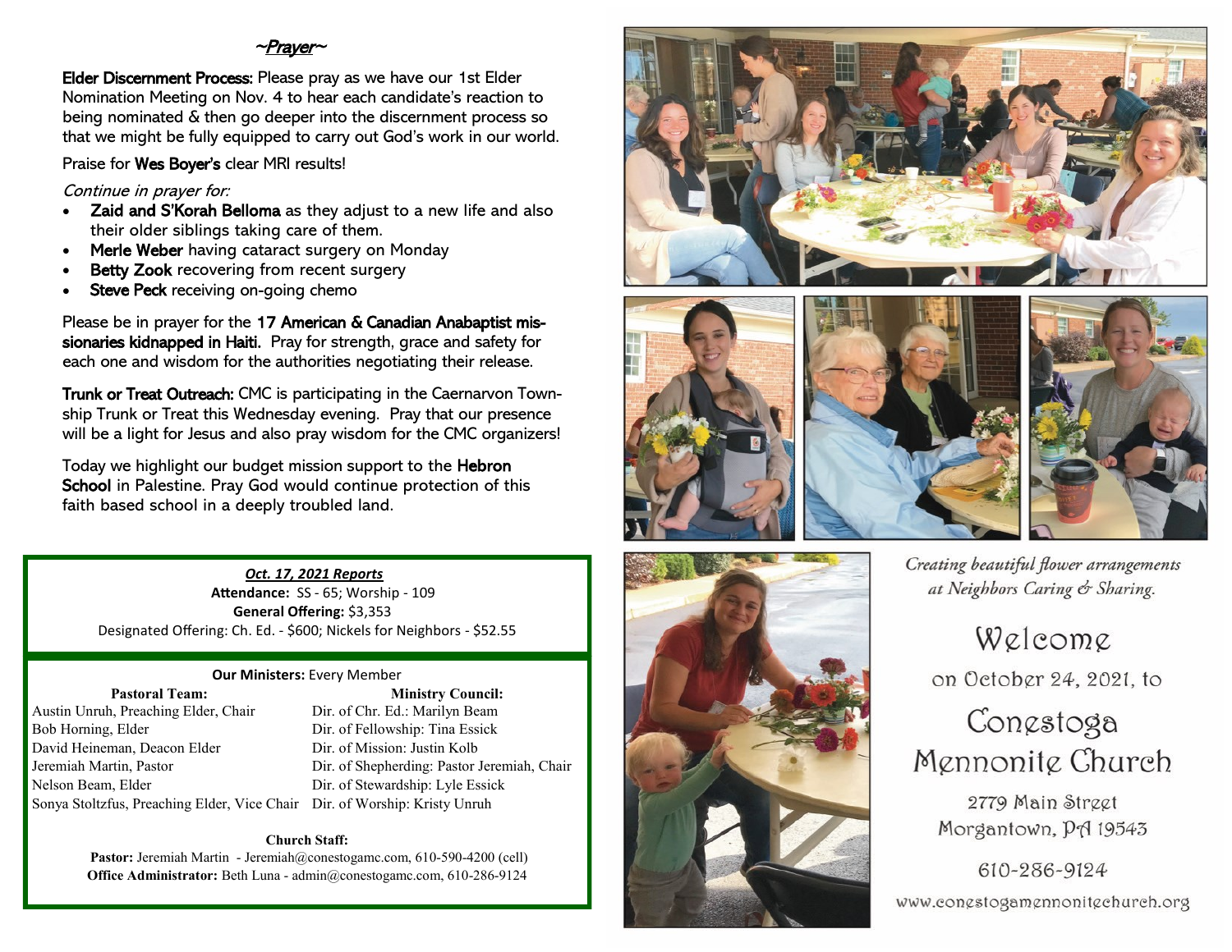## ~Prayer~

**Elder Discernment Process:** Please pray as we have our 1st Elder Nomination Meeting on Nov. 4 to hear each candidate's reaction to being nominated & then go deeper into the discernment process so that we might be fully equipped to carry out God's work in our world.

Praise for **Wes Boyer's** clear MRI results!

*Continue in prayer for:*

- **Zaid and S'Korah Belloma** as they adjust to a new life and also their older siblings taking care of them.
- **Merle Weber** having cataract surgery on Monday
- **Betty Zook** recovering from recent surgery
- **Steve Peck** receiving on-going chemo

Please be in prayer for the **17 American & Canadian Anabaptist missionaries kidnapped in Haiti.** Pray for strength, grace and safety for each one and wisdom for the authorities negotiating their release.

**Trunk or Treat Outreach:** CMC is participating in the Caernarvon Township Trunk or Treat this Wednesday evening. Pray that our presence will be a light for Jesus and also pray wisdom for the CMC organizers!

Today we highlight our budget mission support to the **Hebron School** in Palestine. Pray God would continue protection of this faith based school in a deeply troubled land.

***Oct. 17, 2021 Reports***

**Attendance:** SS - 65; Worship - 109

**General Offering:** $3,353

Designated Offering: Ch. Ed. - $600; Nickels for Neighbors - $52.55

**Our Ministers:** Every Member

| Pastoral Team: | Ministry Council: |
|---|---|
| Austin Unruh, Preaching Elder, Chair | Dir. of Chr. Ed.: Marilyn Beam |
| Bob Horning, Elder | Dir. of Fellowship: Tina Essick |
| David Heineman, Deacon Elder | Dir. of Mission: Justin Kolb |
| Jeremiah Martin, Pastor | Dir. of Shepherding: Pastor Jeremiah, Chair |
| Nelson Beam, Elder | Dir. of Stewardship: Lyle Essick |
| Sonya Stoltzfus, Preaching Elder, Vice Chair | Dir. of Worship: Kristy Unruh |

**Church Staff:**

**Pastor:** Jeremiah Martin - Jeremiah@conestogamc.com, 610-590-4200 (cell)

**Office Administrator:** Beth Luna - admin@conestogamc.com, 610-286-9124

*Creating beautiful flower arrangements at Neighbors Caring & Sharing.*

# Welcome

on October 24, 2021, to

# Conestoga Mennonite Church

2779 Main Street
Morgantown, PA 19543

610-286-9124

www.conestogamennonitechurch.org